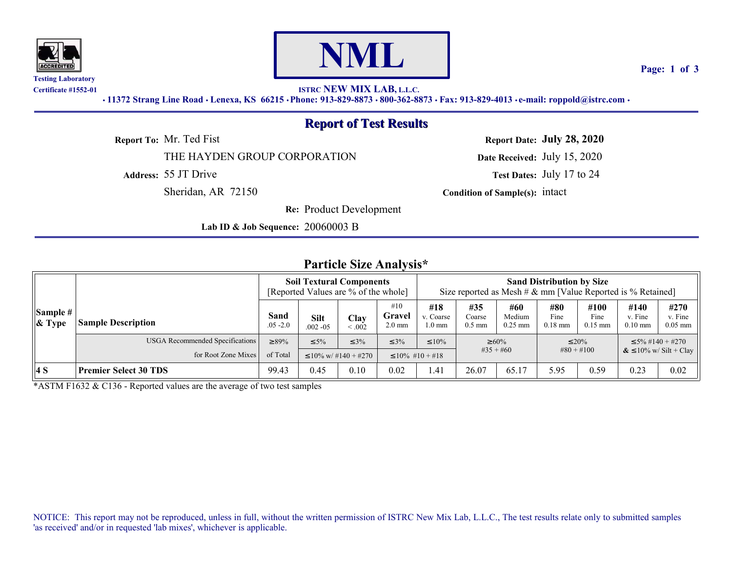Testing Laboratory
Certificate #1552-01

# NML

ISTRC **NEW MIX LAB, L.L.C.**

**• 11372 Strang Line Road • Lenexa, KS 66215 • Phone: 913-829-8873 • 800-362-8873 • Fax: 913-829-4013 • e-mail: roppold@istrc.com •**

## Report of Test Results

**Report To:** Mr. Ted Fist
THE HAYDEN GROUP CORPORATION
**Address:** 55 JT Drive
Sheridan, AR 72150

**Report Date:** **July 28, 2020**
**Date Received:** July 15, 2020
**Test Dates:** July 17 to 24
**Condition of Sample(s):** intact

**Re:** Product Development
**Lab ID & Job Sequence:** 20060003 B

## Particle Size Analysis*

| Sample # & Type | Sample Description | Soil Textural Components [Reported Values are % of the whole] | | | | Sand Distribution by Size — Size reported as Mesh # & mm [Value Reported is % Retained] | | | | | | |
|---|---|---|---|---|---|---|---|---|---|---|---|---|
| | | **Sand** .05 -2.0 | **Silt** .002 -05 | **Clay** < .002 | #10 **Gravel** 2.0 mm | **#18** v. Coarse 1.0 mm | **#35** Coarse 0.5 mm | **#60** Medium 0.25 mm | **#80** Fine 0.18 mm | **#100** Fine 0.15 mm | **#140** v. Fine 0.10 mm | **#270** v. Fine 0.05 mm |
| | USGA Recommended Specifications for Root Zone Mixes | ≥89% of Total | ≤5% (≤10% w/ #140 + #270) | ≤3% (≤10% w/ #140 + #270) | ≤3% (≤10% #10 + #18) | ≤10% (≤10% #10 + #18) | ≥60% #35 + #60 | | ≤20% #80 + #100 | | ≤5% #140 + #270 & ≤10% w/ Silt + Clay | |
| **4 S** | **Premier Select 30 TDS** | 99.43 | 0.45 | 0.10 | 0.02 | 1.41 | 26.07 | 65.17 | 5.95 | 0.59 | 0.23 | 0.02 |

*ASTM F1632 & C136 - Reported values are the average of two test samples

NOTICE: This report may not be reproduced, unless in full, without the written permission of ISTRC New Mix Lab, L.L.C., The test results relate only to submitted samples 'as received' and/or in requested 'lab mixes', whichever is applicable.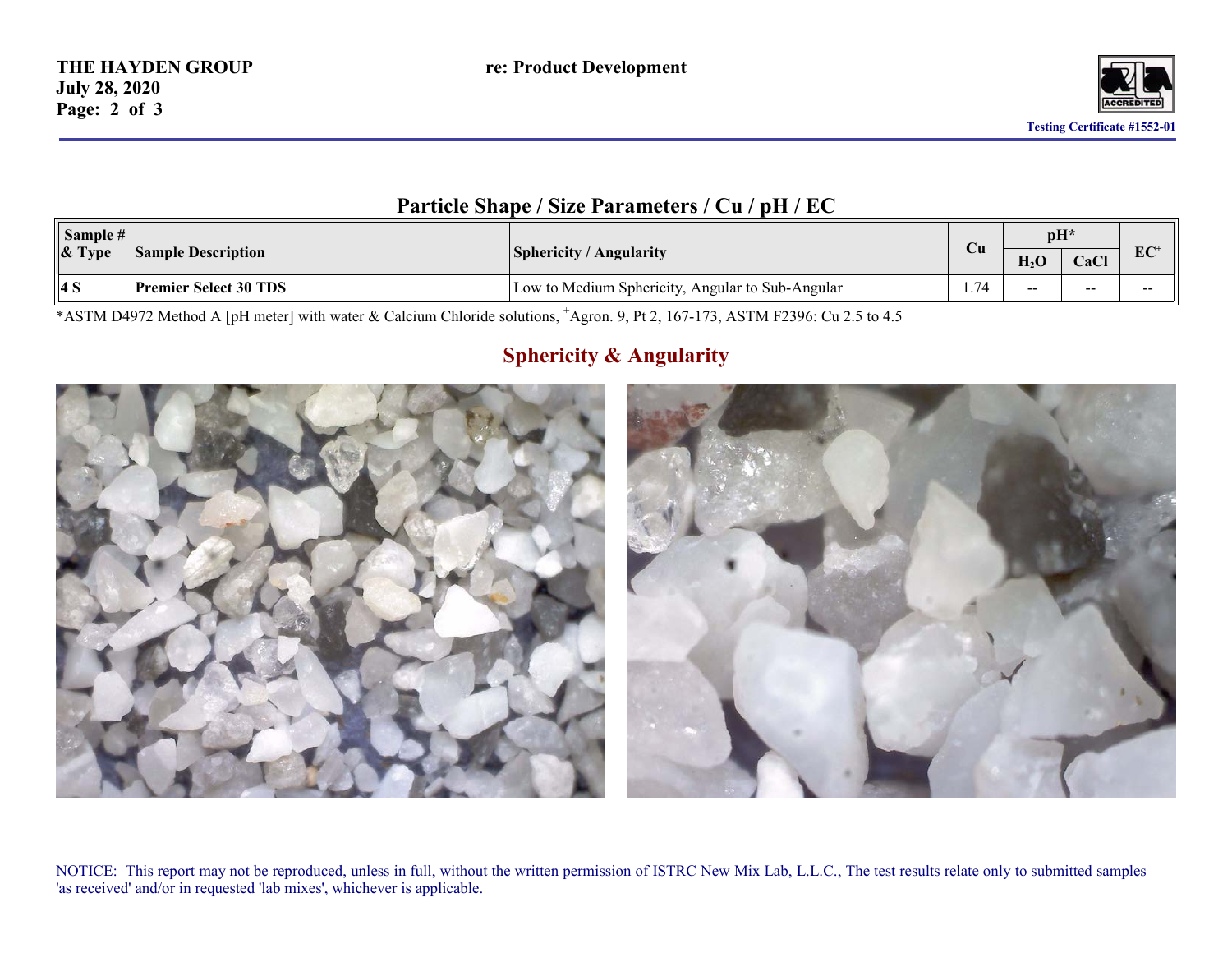## Particle Shape / Size Parameters / Cu / pH / EC

| Sample # & Type | Sample Description | Sphericity / Angularity | Cu | pH* | | EC[+] |
|---|---|---|---|---|---|---|
| | | | | $H_2O$ | CaCl | |
| **4 S** | **Premier Select 30 TDS** | Low to Medium Sphericity, Angular to Sub-Angular | 1.74 | -- | -- | -- |

*ASTM D4972 Method A [pH meter] with water & Calcium Chloride solutions, [+]Agron. 9, Pt 2, 167-173, ASTM F2396: Cu 2.5 to 4.5

## Sphericity & Angularity

NOTICE: This report may not be reproduced, unless in full, without the written permission of ISTRC New Mix Lab, L.L.C., The test results relate only to submitted samples 'as received' and/or in requested 'lab mixes', whichever is applicable.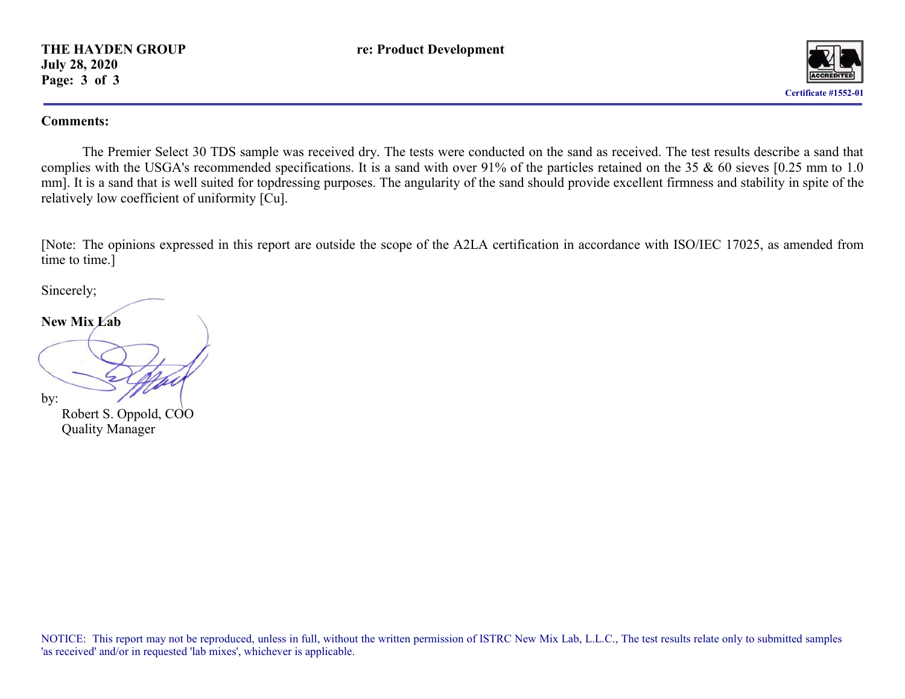**Comments:**

The Premier Select 30 TDS sample was received dry. The tests were conducted on the sand as received. The test results describe a sand that complies with the USGA's recommended specifications. It is a sand with over 91% of the particles retained on the 35 & 60 sieves [0.25 mm to 1.0 mm]. It is a sand that is well suited for topdressing purposes. The angularity of the sand should provide excellent firmness and stability in spite of the relatively low coefficient of uniformity [Cu].

[Note: The opinions expressed in this report are outside the scope of the A2LA certification in accordance with ISO/IEC 17025, as amended from time to time.]

Sincerely;

**New Mix Lab**

by:

Robert S. Oppold, COO
Quality Manager

NOTICE: This report may not be reproduced, unless in full, without the written permission of ISTRC New Mix Lab, L.L.C., The test results relate only to submitted samples 'as received' and/or in requested 'lab mixes', whichever is applicable.